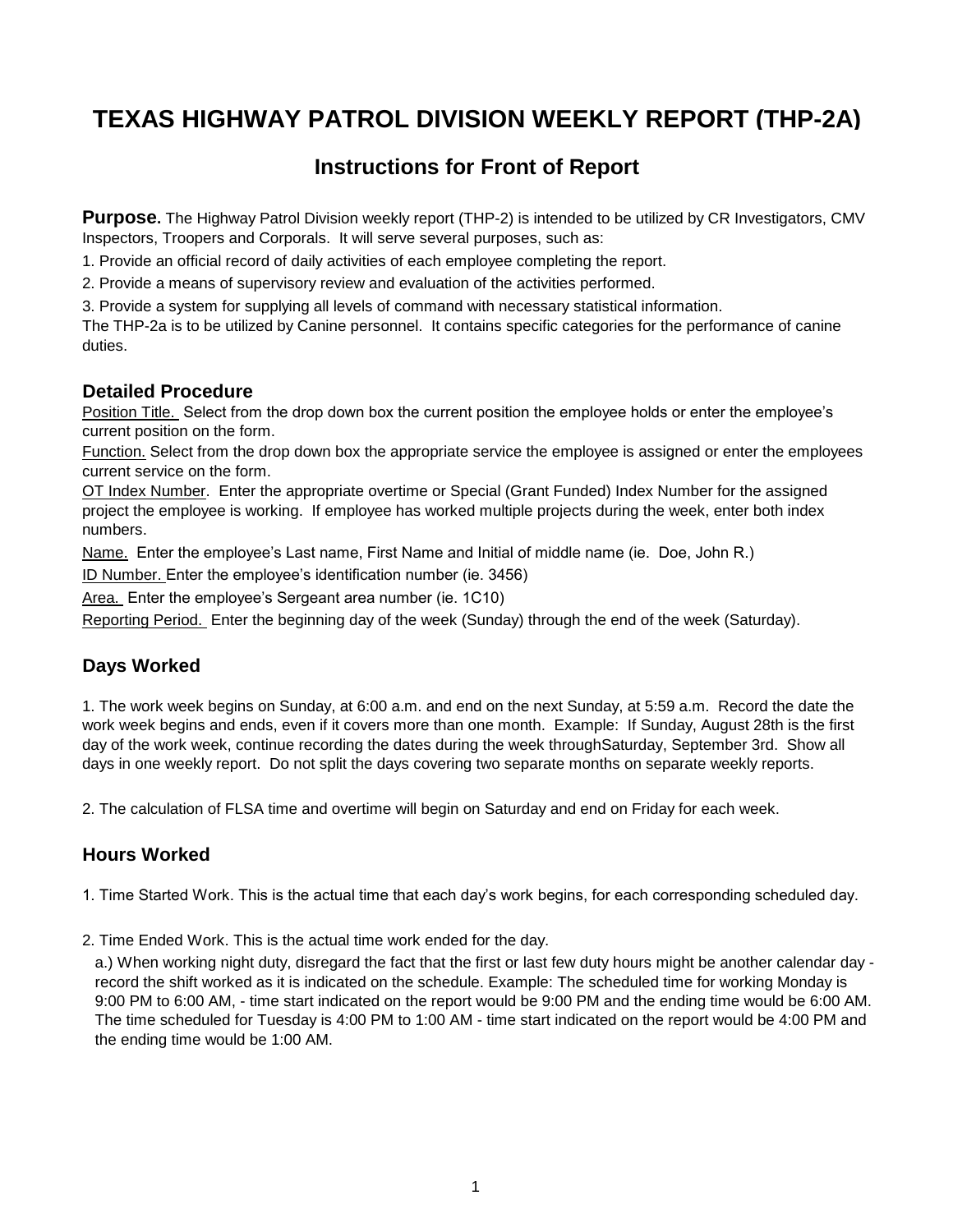# TEXAS HIGHWAY PATROL DIVISION WEEKLY REPORT (THP-2A)

## Instructions for Front of Report

**Purpose.** The Highway Patrol Division weekly report (THP-2) is intended to be utilized by CR Investigators, CMV Inspectors, Troopers and Corporals. It will serve several purposes, such as:

1. Provide an official record of daily activities of each employee completing the report.
2. Provide a means of supervisory review and evaluation of the activities performed.
3. Provide a system for supplying all levels of command with necessary statistical information.

The THP-2a is to be utilized by Canine personnel. It contains specific categories for the performance of canine duties.

### Detailed Procedure

Position Title. Select from the drop down box the current position the employee holds or enter the employee's current position on the form.

Function. Select from the drop down box the appropriate service the employee is assigned or enter the employees current service on the form.

OT Index Number. Enter the appropriate overtime or Special (Grant Funded) Index Number for the assigned project the employee is working. If employee has worked multiple projects during the week, enter both index numbers.

Name. Enter the employee's Last name, First Name and Initial of middle name (ie. Doe, John R.)

ID Number. Enter the employee's identification number (ie. 3456)

Area. Enter the employee's Sergeant area number (ie. 1C10)

Reporting Period. Enter the beginning day of the week (Sunday) through the end of the week (Saturday).

### Days Worked

1. The work week begins on Sunday, at 6:00 a.m. and end on the next Sunday, at 5:59 a.m. Record the date the work week begins and ends, even if it covers more than one month. Example: If Sunday, August 28th is the first day of the work week, continue recording the dates during the week throughSaturday, September 3rd. Show all days in one weekly report. Do not split the days covering two separate months on separate weekly reports.

2. The calculation of FLSA time and overtime will begin on Saturday and end on Friday for each week.

### Hours Worked

1. Time Started Work. This is the actual time that each day's work begins, for each corresponding scheduled day.

2. Time Ended Work. This is the actual time work ended for the day.

   a.) When working night duty, disregard the fact that the first or last few duty hours might be another calendar day - record the shift worked as it is indicated on the schedule. Example: The scheduled time for working Monday is 9:00 PM to 6:00 AM, - time start indicated on the report would be 9:00 PM and the ending time would be 6:00 AM. The time scheduled for Tuesday is 4:00 PM to 1:00 AM - time start indicated on the report would be 4:00 PM and the ending time would be 1:00 AM.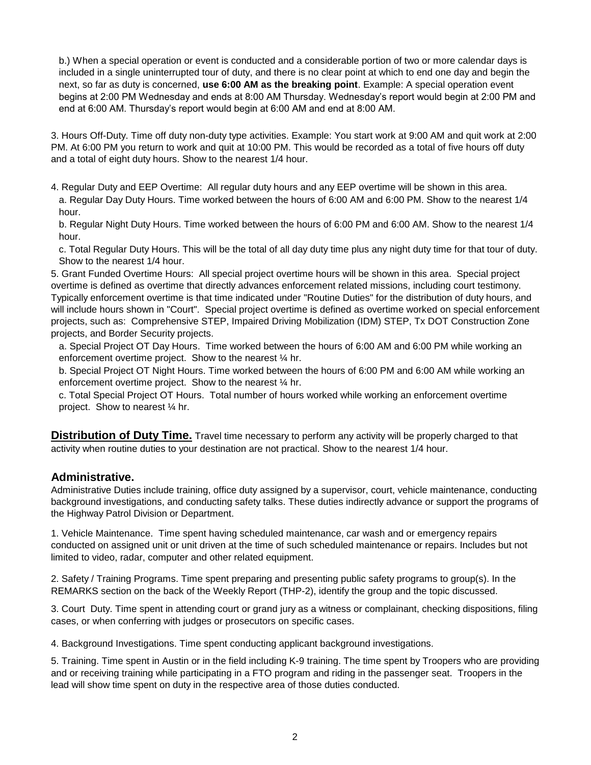b.) When a special operation or event is conducted and a considerable portion of two or more calendar days is included in a single uninterrupted tour of duty, and there is no clear point at which to end one day and begin the next, so far as duty is concerned, **use 6:00 AM as the breaking point**. Example: A special operation event begins at 2:00 PM Wednesday and ends at 8:00 AM Thursday. Wednesday's report would begin at 2:00 PM and end at 6:00 AM. Thursday's report would begin at 6:00 AM and end at 8:00 AM.

3. Hours Off-Duty. Time off duty non-duty type activities. Example: You start work at 9:00 AM and quit work at 2:00 PM. At 6:00 PM you return to work and quit at 10:00 PM. This would be recorded as a total of five hours off duty and a total of eight duty hours. Show to the nearest 1/4 hour.

4. Regular Duty and EEP Overtime: All regular duty hours and any EEP overtime will be shown in this area.
   a. Regular Day Duty Hours. Time worked between the hours of 6:00 AM and 6:00 PM. Show to the nearest 1/4 hour.
   b. Regular Night Duty Hours. Time worked between the hours of 6:00 PM and 6:00 AM. Show to the nearest 1/4 hour.
   c. Total Regular Duty Hours. This will be the total of all day duty time plus any night duty time for that tour of duty. Show to the nearest 1/4 hour.

5. Grant Funded Overtime Hours: All special project overtime hours will be shown in this area. Special project overtime is defined as overtime that directly advances enforcement related missions, including court testimony. Typically enforcement overtime is that time indicated under "Routine Duties" for the distribution of duty hours, and will include hours shown in "Court". Special project overtime is defined as overtime worked on special enforcement projects, such as: Comprehensive STEP, Impaired Driving Mobilization (IDM) STEP, Tx DOT Construction Zone projects, and Border Security projects.
   a. Special Project OT Day Hours. Time worked between the hours of 6:00 AM and 6:00 PM while working an enforcement overtime project. Show to the nearest ¼ hr.
   b. Special Project OT Night Hours. Time worked between the hours of 6:00 PM and 6:00 AM while working an enforcement overtime project. Show to the nearest ¼ hr.
   c. Total Special Project OT Hours. Total number of hours worked while working an enforcement overtime project. Show to nearest ¼ hr.

**Distribution of Duty Time.** Travel time necessary to perform any activity will be properly charged to that activity when routine duties to your destination are not practical. Show to the nearest 1/4 hour.

## Administrative.

Administrative Duties include training, office duty assigned by a supervisor, court, vehicle maintenance, conducting background investigations, and conducting safety talks. These duties indirectly advance or support the programs of the Highway Patrol Division or Department.

1. Vehicle Maintenance. Time spent having scheduled maintenance, car wash and or emergency repairs conducted on assigned unit or unit driven at the time of such scheduled maintenance or repairs. Includes but not limited to video, radar, computer and other related equipment.

2. Safety / Training Programs. Time spent preparing and presenting public safety programs to group(s). In the REMARKS section on the back of the Weekly Report (THP-2), identify the group and the topic discussed.

3. Court Duty. Time spent in attending court or grand jury as a witness or complainant, checking dispositions, filing cases, or when conferring with judges or prosecutors on specific cases.

4. Background Investigations. Time spent conducting applicant background investigations.

5. Training. Time spent in Austin or in the field including K-9 training. The time spent by Troopers who are providing and or receiving training while participating in a FTO program and riding in the passenger seat. Troopers in the lead will show time spent on duty in the respective area of those duties conducted.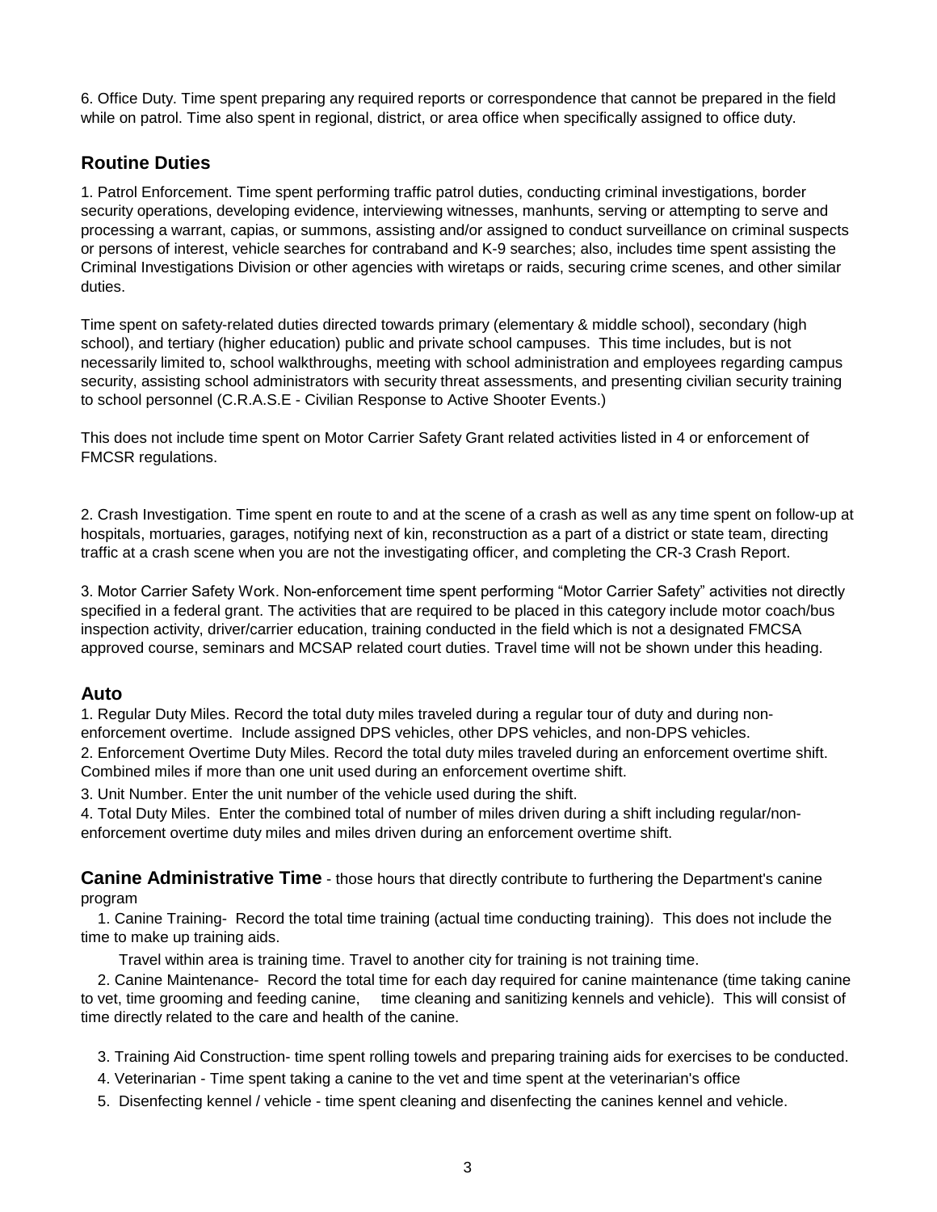6. Office Duty. Time spent preparing any required reports or correspondence that cannot be prepared in the field while on patrol. Time also spent in regional, district, or area office when specifically assigned to office duty.

## Routine Duties

1. Patrol Enforcement. Time spent performing traffic patrol duties, conducting criminal investigations, border security operations, developing evidence, interviewing witnesses, manhunts, serving or attempting to serve and processing a warrant, capias, or summons, assisting and/or assigned to conduct surveillance on criminal suspects or persons of interest, vehicle searches for contraband and K-9 searches; also, includes time spent assisting the Criminal Investigations Division or other agencies with wiretaps or raids, securing crime scenes, and other similar duties.

Time spent on safety-related duties directed towards primary (elementary & middle school), secondary (high school), and tertiary (higher education) public and private school campuses. This time includes, but is not necessarily limited to, school walkthroughs, meeting with school administration and employees regarding campus security, assisting school administrators with security threat assessments, and presenting civilian security training to school personnel (C.R.A.S.E - Civilian Response to Active Shooter Events.)

This does not include time spent on Motor Carrier Safety Grant related activities listed in 4 or enforcement of FMCSR regulations.

2. Crash Investigation. Time spent en route to and at the scene of a crash as well as any time spent on follow-up at hospitals, mortuaries, garages, notifying next of kin, reconstruction as a part of a district or state team, directing traffic at a crash scene when you are not the investigating officer, and completing the CR-3 Crash Report.

3. Motor Carrier Safety Work. Non-enforcement time spent performing "Motor Carrier Safety" activities not directly specified in a federal grant. The activities that are required to be placed in this category include motor coach/bus inspection activity, driver/carrier education, training conducted in the field which is not a designated FMCSA approved course, seminars and MCSAP related court duties. Travel time will not be shown under this heading.

## Auto

1. Regular Duty Miles. Record the total duty miles traveled during a regular tour of duty and during non-enforcement overtime. Include assigned DPS vehicles, other DPS vehicles, and non-DPS vehicles.
2. Enforcement Overtime Duty Miles. Record the total duty miles traveled during an enforcement overtime shift. Combined miles if more than one unit used during an enforcement overtime shift.
3. Unit Number. Enter the unit number of the vehicle used during the shift.
4. Total Duty Miles. Enter the combined total of number of miles driven during a shift including regular/non-enforcement overtime duty miles and miles driven during an enforcement overtime shift.

**Canine Administrative Time** - those hours that directly contribute to furthering the Department's canine program

1. Canine Training- Record the total time training (actual time conducting training). This does not include the time to make up training aids.

   Travel within area is training time. Travel to another city for training is not training time.

2. Canine Maintenance- Record the total time for each day required for canine maintenance (time taking canine to vet, time grooming and feeding canine, time cleaning and sanitizing kennels and vehicle). This will consist of time directly related to the care and health of the canine.

3. Training Aid Construction- time spent rolling towels and preparing training aids for exercises to be conducted.
4. Veterinarian - Time spent taking a canine to the vet and time spent at the veterinarian's office
5. Disenfecting kennel / vehicle - time spent cleaning and disenfecting the canines kennel and vehicle.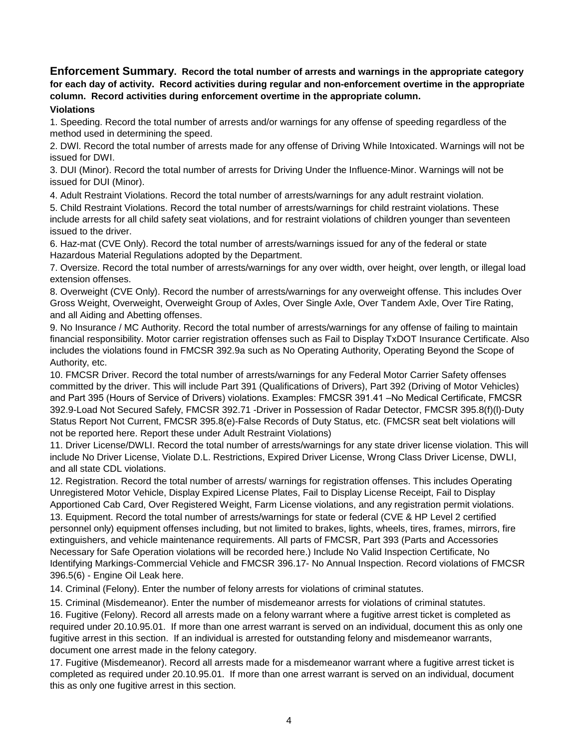**Enforcement Summary. Record the total number of arrests and warnings in the appropriate category for each day of activity. Record activities during regular and non-enforcement overtime in the appropriate column. Record activities during enforcement overtime in the appropriate column.**

**Violations**

1. Speeding. Record the total number of arrests and/or warnings for any offense of speeding regardless of the method used in determining the speed.
2. DWI. Record the total number of arrests made for any offense of Driving While Intoxicated. Warnings will not be issued for DWI.
3. DUI (Minor). Record the total number of arrests for Driving Under the Influence-Minor. Warnings will not be issued for DUI (Minor).
4. Adult Restraint Violations. Record the total number of arrests/warnings for any adult restraint violation.
5. Child Restraint Violations. Record the total number of arrests/warnings for child restraint violations. These include arrests for all child safety seat violations, and for restraint violations of children younger than seventeen issued to the driver.
6. Haz-mat (CVE Only). Record the total number of arrests/warnings issued for any of the federal or state Hazardous Material Regulations adopted by the Department.
7. Oversize. Record the total number of arrests/warnings for any over width, over height, over length, or illegal load extension offenses.
8. Overweight (CVE Only). Record the number of arrests/warnings for any overweight offense. This includes Over Gross Weight, Overweight, Overweight Group of Axles, Over Single Axle, Over Tandem Axle, Over Tire Rating, and all Aiding and Abetting offenses.
9. No Insurance / MC Authority. Record the total number of arrests/warnings for any offense of failing to maintain financial responsibility. Motor carrier registration offenses such as Fail to Display TxDOT Insurance Certificate. Also includes the violations found in FMCSR 392.9a such as No Operating Authority, Operating Beyond the Scope of Authority, etc.
10. FMCSR Driver. Record the total number of arrests/warnings for any Federal Motor Carrier Safety offenses committed by the driver. This will include Part 391 (Qualifications of Drivers), Part 392 (Driving of Motor Vehicles) and Part 395 (Hours of Service of Drivers) violations. Examples: FMCSR 391.41 –No Medical Certificate, FMCSR 392.9-Load Not Secured Safely, FMCSR 392.71 -Driver in Possession of Radar Detector, FMCSR 395.8(f)(l)-Duty Status Report Not Current, FMCSR 395.8(e)-False Records of Duty Status, etc. (FMCSR seat belt violations will not be reported here. Report these under Adult Restraint Violations)
11. Driver License/DWLI. Record the total number of arrests/warnings for any state driver license violation. This will include No Driver License, Violate D.L. Restrictions, Expired Driver License, Wrong Class Driver License, DWLI, and all state CDL violations.
12. Registration. Record the total number of arrests/ warnings for registration offenses. This includes Operating Unregistered Motor Vehicle, Display Expired License Plates, Fail to Display License Receipt, Fail to Display Apportioned Cab Card, Over Registered Weight, Farm License violations, and any registration permit violations.
13. Equipment. Record the total number of arrests/warnings for state or federal (CVE & HP Level 2 certified personnel only) equipment offenses including, but not limited to brakes, lights, wheels, tires, frames, mirrors, fire extinguishers, and vehicle maintenance requirements. All parts of FMCSR, Part 393 (Parts and Accessories Necessary for Safe Operation violations will be recorded here.) Include No Valid Inspection Certificate, No Identifying Markings-Commercial Vehicle and FMCSR 396.17- No Annual Inspection. Record violations of FMCSR 396.5(6) - Engine Oil Leak here.
14. Criminal (Felony). Enter the number of felony arrests for violations of criminal statutes.
15. Criminal (Misdemeanor). Enter the number of misdemeanor arrests for violations of criminal statutes.
16. Fugitive (Felony). Record all arrests made on a felony warrant where a fugitive arrest ticket is completed as required under 20.10.95.01. If more than one arrest warrant is served on an individual, document this as only one fugitive arrest in this section. If an individual is arrested for outstanding felony and misdemeanor warrants, document one arrest made in the felony category.
17. Fugitive (Misdemeanor). Record all arrests made for a misdemeanor warrant where a fugitive arrest ticket is completed as required under 20.10.95.01. If more than one arrest warrant is served on an individual, document this as only one fugitive arrest in this section.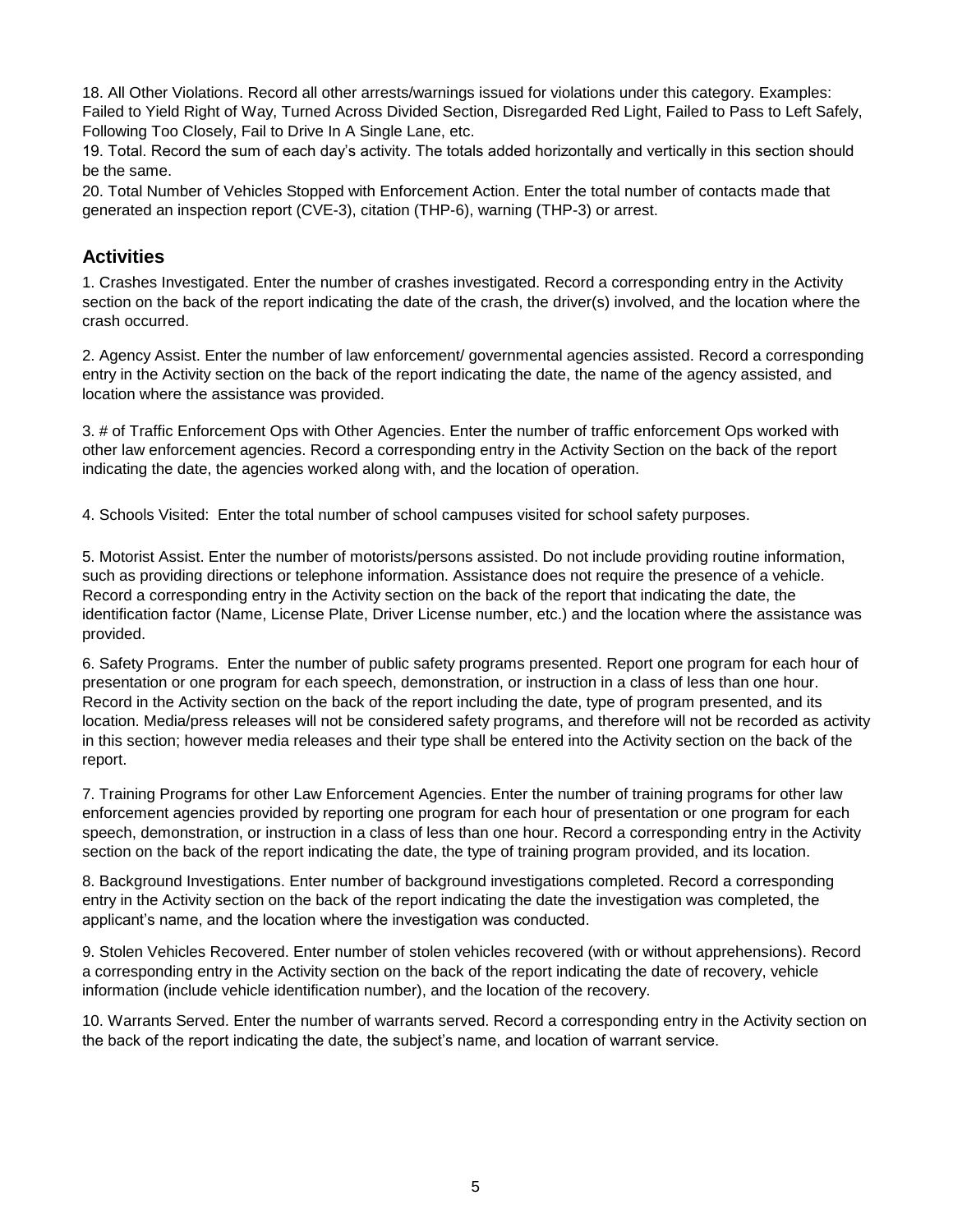18. All Other Violations. Record all other arrests/warnings issued for violations under this category. Examples: Failed to Yield Right of Way, Turned Across Divided Section, Disregarded Red Light, Failed to Pass to Left Safely, Following Too Closely, Fail to Drive In A Single Lane, etc.

19. Total. Record the sum of each day's activity. The totals added horizontally and vertically in this section should be the same.

20. Total Number of Vehicles Stopped with Enforcement Action. Enter the total number of contacts made that generated an inspection report (CVE-3), citation (THP-6), warning (THP-3) or arrest.

## Activities

1. Crashes Investigated. Enter the number of crashes investigated. Record a corresponding entry in the Activity section on the back of the report indicating the date of the crash, the driver(s) involved, and the location where the crash occurred.

2. Agency Assist. Enter the number of law enforcement/ governmental agencies assisted. Record a corresponding entry in the Activity section on the back of the report indicating the date, the name of the agency assisted, and location where the assistance was provided.

3. # of Traffic Enforcement Ops with Other Agencies. Enter the number of traffic enforcement Ops worked with other law enforcement agencies. Record a corresponding entry in the Activity Section on the back of the report indicating the date, the agencies worked along with, and the location of operation.

4. Schools Visited: Enter the total number of school campuses visited for school safety purposes.

5. Motorist Assist. Enter the number of motorists/persons assisted. Do not include providing routine information, such as providing directions or telephone information. Assistance does not require the presence of a vehicle. Record a corresponding entry in the Activity section on the back of the report that indicating the date, the identification factor (Name, License Plate, Driver License number, etc.) and the location where the assistance was provided.

6. Safety Programs. Enter the number of public safety programs presented. Report one program for each hour of presentation or one program for each speech, demonstration, or instruction in a class of less than one hour. Record in the Activity section on the back of the report including the date, type of program presented, and its location. Media/press releases will not be considered safety programs, and therefore will not be recorded as activity in this section; however media releases and their type shall be entered into the Activity section on the back of the report.

7. Training Programs for other Law Enforcement Agencies. Enter the number of training programs for other law enforcement agencies provided by reporting one program for each hour of presentation or one program for each speech, demonstration, or instruction in a class of less than one hour. Record a corresponding entry in the Activity section on the back of the report indicating the date, the type of training program provided, and its location.

8. Background Investigations. Enter number of background investigations completed. Record a corresponding entry in the Activity section on the back of the report indicating the date the investigation was completed, the applicant's name, and the location where the investigation was conducted.

9. Stolen Vehicles Recovered. Enter number of stolen vehicles recovered (with or without apprehensions). Record a corresponding entry in the Activity section on the back of the report indicating the date of recovery, vehicle information (include vehicle identification number), and the location of the recovery.

10. Warrants Served. Enter the number of warrants served. Record a corresponding entry in the Activity section on the back of the report indicating the date, the subject's name, and location of warrant service.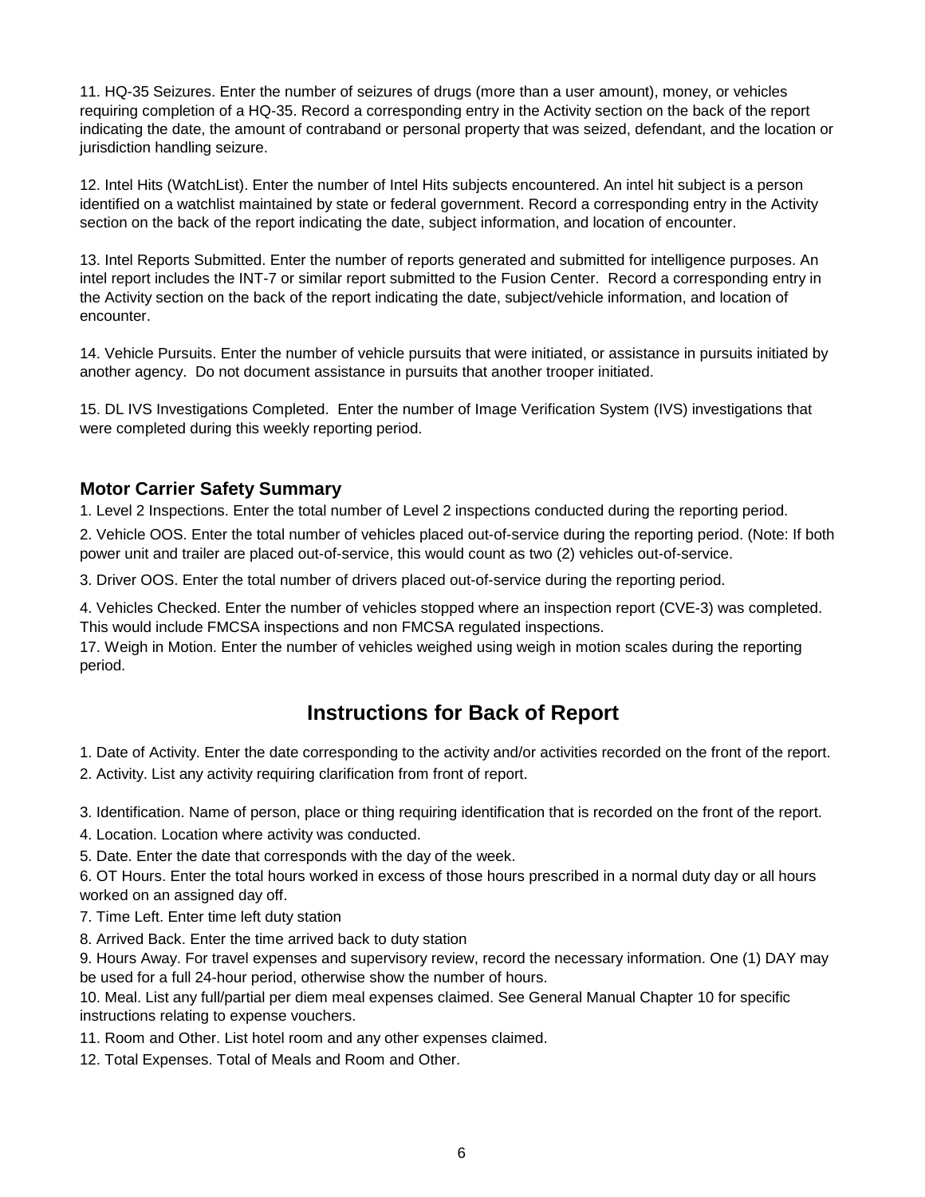11. HQ-35 Seizures. Enter the number of seizures of drugs (more than a user amount), money, or vehicles requiring completion of a HQ-35. Record a corresponding entry in the Activity section on the back of the report indicating the date, the amount of contraband or personal property that was seized, defendant, and the location or jurisdiction handling seizure.

12. Intel Hits (WatchList). Enter the number of Intel Hits subjects encountered. An intel hit subject is a person identified on a watchlist maintained by state or federal government. Record a corresponding entry in the Activity section on the back of the report indicating the date, subject information, and location of encounter.

13. Intel Reports Submitted. Enter the number of reports generated and submitted for intelligence purposes. An intel report includes the INT-7 or similar report submitted to the Fusion Center. Record a corresponding entry in the Activity section on the back of the report indicating the date, subject/vehicle information, and location of encounter.

14. Vehicle Pursuits. Enter the number of vehicle pursuits that were initiated, or assistance in pursuits initiated by another agency. Do not document assistance in pursuits that another trooper initiated.

15. DL IVS Investigations Completed. Enter the number of Image Verification System (IVS) investigations that were completed during this weekly reporting period.

### Motor Carrier Safety Summary

1. Level 2 Inspections. Enter the total number of Level 2 inspections conducted during the reporting period.

2. Vehicle OOS. Enter the total number of vehicles placed out-of-service during the reporting period. (Note: If both power unit and trailer are placed out-of-service, this would count as two (2) vehicles out-of-service.

3. Driver OOS. Enter the total number of drivers placed out-of-service during the reporting period.

4. Vehicles Checked. Enter the number of vehicles stopped where an inspection report (CVE-3) was completed. This would include FMCSA inspections and non FMCSA regulated inspections.

17. Weigh in Motion. Enter the number of vehicles weighed using weigh in motion scales during the reporting period.

## Instructions for Back of Report

1. Date of Activity. Enter the date corresponding to the activity and/or activities recorded on the front of the report.
2. Activity. List any activity requiring clarification from front of report.
3. Identification. Name of person, place or thing requiring identification that is recorded on the front of the report.
4. Location. Location where activity was conducted.
5. Date. Enter the date that corresponds with the day of the week.
6. OT Hours. Enter the total hours worked in excess of those hours prescribed in a normal duty day or all hours worked on an assigned day off.
7. Time Left. Enter time left duty station
8. Arrived Back. Enter the time arrived back to duty station
9. Hours Away. For travel expenses and supervisory review, record the necessary information. One (1) DAY may be used for a full 24-hour period, otherwise show the number of hours.
10. Meal. List any full/partial per diem meal expenses claimed. See General Manual Chapter 10 for specific instructions relating to expense vouchers.
11. Room and Other. List hotel room and any other expenses claimed.
12. Total Expenses. Total of Meals and Room and Other.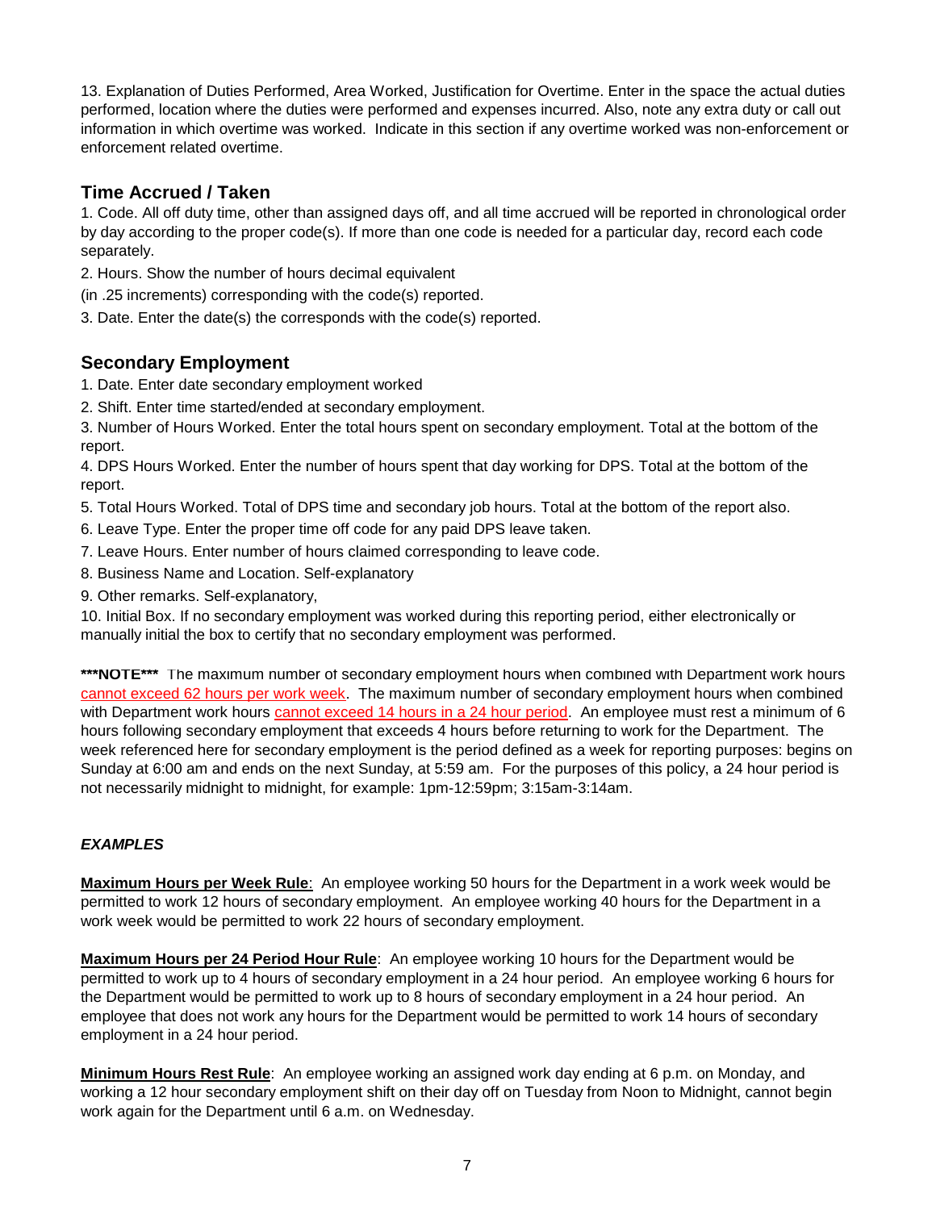13. Explanation of Duties Performed, Area Worked, Justification for Overtime. Enter in the space the actual duties performed, location where the duties were performed and expenses incurred. Also, note any extra duty or call out information in which overtime was worked. Indicate in this section if any overtime worked was non-enforcement or enforcement related overtime.

## Time Accrued / Taken

1. Code. All off duty time, other than assigned days off, and all time accrued will be reported in chronological order by day according to the proper code(s). If more than one code is needed for a particular day, record each code separately.

2. Hours. Show the number of hours decimal equivalent

(in .25 increments) corresponding with the code(s) reported.

3. Date. Enter the date(s) the corresponds with the code(s) reported.

## Secondary Employment

1. Date. Enter date secondary employment worked

2. Shift. Enter time started/ended at secondary employment.

3. Number of Hours Worked. Enter the total hours spent on secondary employment. Total at the bottom of the report.

4. DPS Hours Worked. Enter the number of hours spent that day working for DPS. Total at the bottom of the report.

5. Total Hours Worked. Total of DPS time and secondary job hours. Total at the bottom of the report also.

6. Leave Type. Enter the proper time off code for any paid DPS leave taken.

7. Leave Hours. Enter number of hours claimed corresponding to leave code.

8. Business Name and Location. Self-explanatory

9. Other remarks. Self-explanatory,

10. Initial Box. If no secondary employment was worked during this reporting period, either electronically or manually initial the box to certify that no secondary employment was performed.

**\*\*\*NOTE\*\*\*** The maximum number of secondary employment hours when combined with Department work hours cannot exceed 62 hours per work week. The maximum number of secondary employment hours when combined with Department work hours cannot exceed 14 hours in a 24 hour period. An employee must rest a minimum of 6 hours following secondary employment that exceeds 4 hours before returning to work for the Department. The week referenced here for secondary employment is the period defined as a week for reporting purposes: begins on Sunday at 6:00 am and ends on the next Sunday, at 5:59 am. For the purposes of this policy, a 24 hour period is not necessarily midnight to midnight, for example: 1pm-12:59pm; 3:15am-3:14am.

***EXAMPLES***

**Maximum Hours per Week Rule**: An employee working 50 hours for the Department in a work week would be permitted to work 12 hours of secondary employment. An employee working 40 hours for the Department in a work week would be permitted to work 22 hours of secondary employment.

**Maximum Hours per 24 Period Hour Rule**: An employee working 10 hours for the Department would be permitted to work up to 4 hours of secondary employment in a 24 hour period. An employee working 6 hours for the Department would be permitted to work up to 8 hours of secondary employment in a 24 hour period. An employee that does not work any hours for the Department would be permitted to work 14 hours of secondary employment in a 24 hour period.

**Minimum Hours Rest Rule**: An employee working an assigned work day ending at 6 p.m. on Monday, and working a 12 hour secondary employment shift on their day off on Tuesday from Noon to Midnight, cannot begin work again for the Department until 6 a.m. on Wednesday.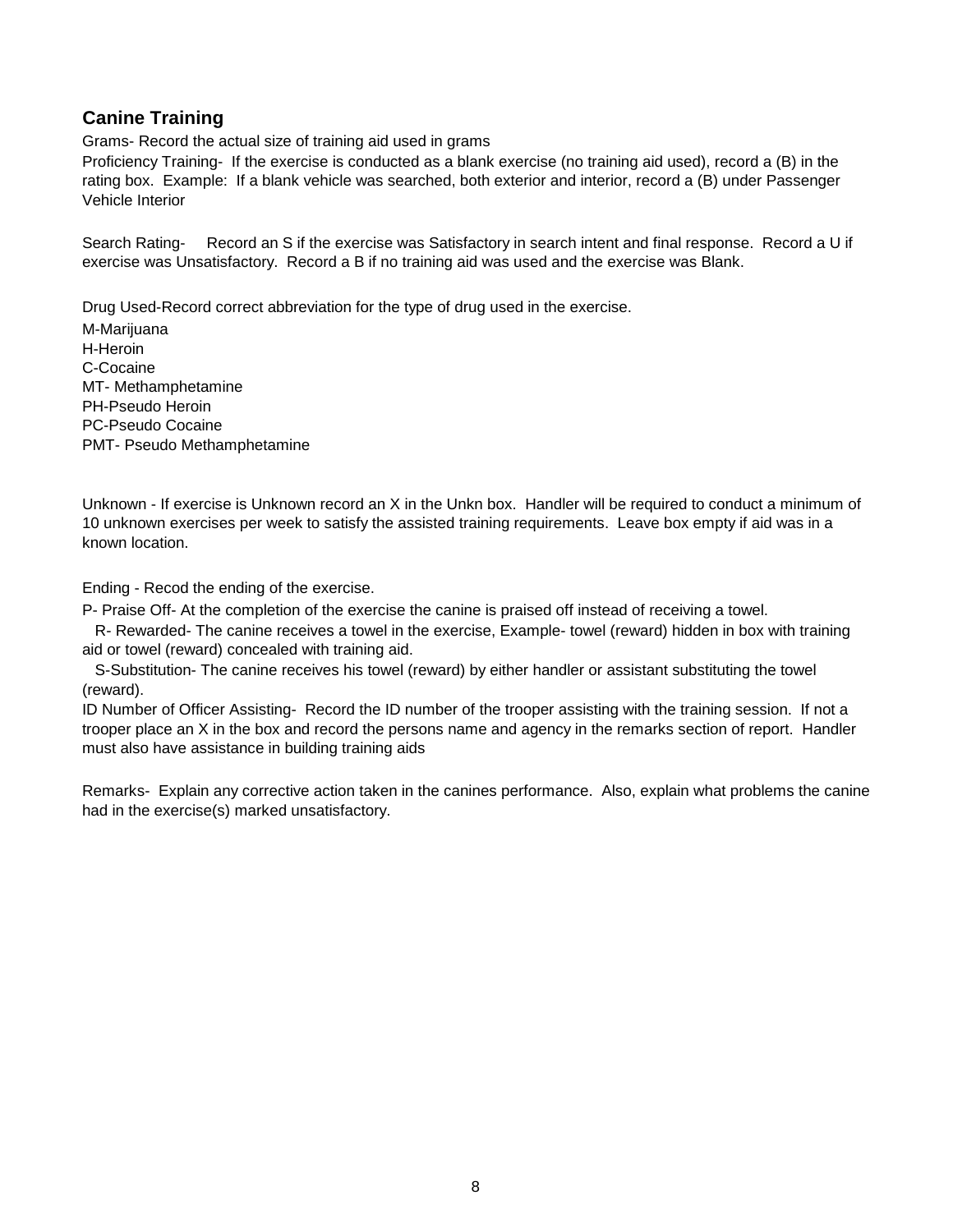## Canine Training

Grams- Record the actual size of training aid used in grams

Proficiency Training- If the exercise is conducted as a blank exercise (no training aid used), record a (B) in the rating box. Example: If a blank vehicle was searched, both exterior and interior, record a (B) under Passenger Vehicle Interior

Search Rating- Record an S if the exercise was Satisfactory in search intent and final response. Record a U if exercise was Unsatisfactory. Record a B if no training aid was used and the exercise was Blank.

Drug Used-Record correct abbreviation for the type of drug used in the exercise.

M-Marijuana
H-Heroin
C-Cocaine
MT- Methamphetamine
PH-Pseudo Heroin
PC-Pseudo Cocaine
PMT- Pseudo Methamphetamine

Unknown - If exercise is Unknown record an X in the Unkn box. Handler will be required to conduct a minimum of 10 unknown exercises per week to satisfy the assisted training requirements. Leave box empty if aid was in a known location.

Ending - Recod the ending of the exercise.

P- Praise Off- At the completion of the exercise the canine is praised off instead of receiving a towel.

R- Rewarded- The canine receives a towel in the exercise, Example- towel (reward) hidden in box with training aid or towel (reward) concealed with training aid.

S-Substitution- The canine receives his towel (reward) by either handler or assistant substituting the towel (reward).

ID Number of Officer Assisting- Record the ID number of the trooper assisting with the training session. If not a trooper place an X in the box and record the persons name and agency in the remarks section of report. Handler must also have assistance in building training aids

Remarks- Explain any corrective action taken in the canines performance. Also, explain what problems the canine had in the exercise(s) marked unsatisfactory.